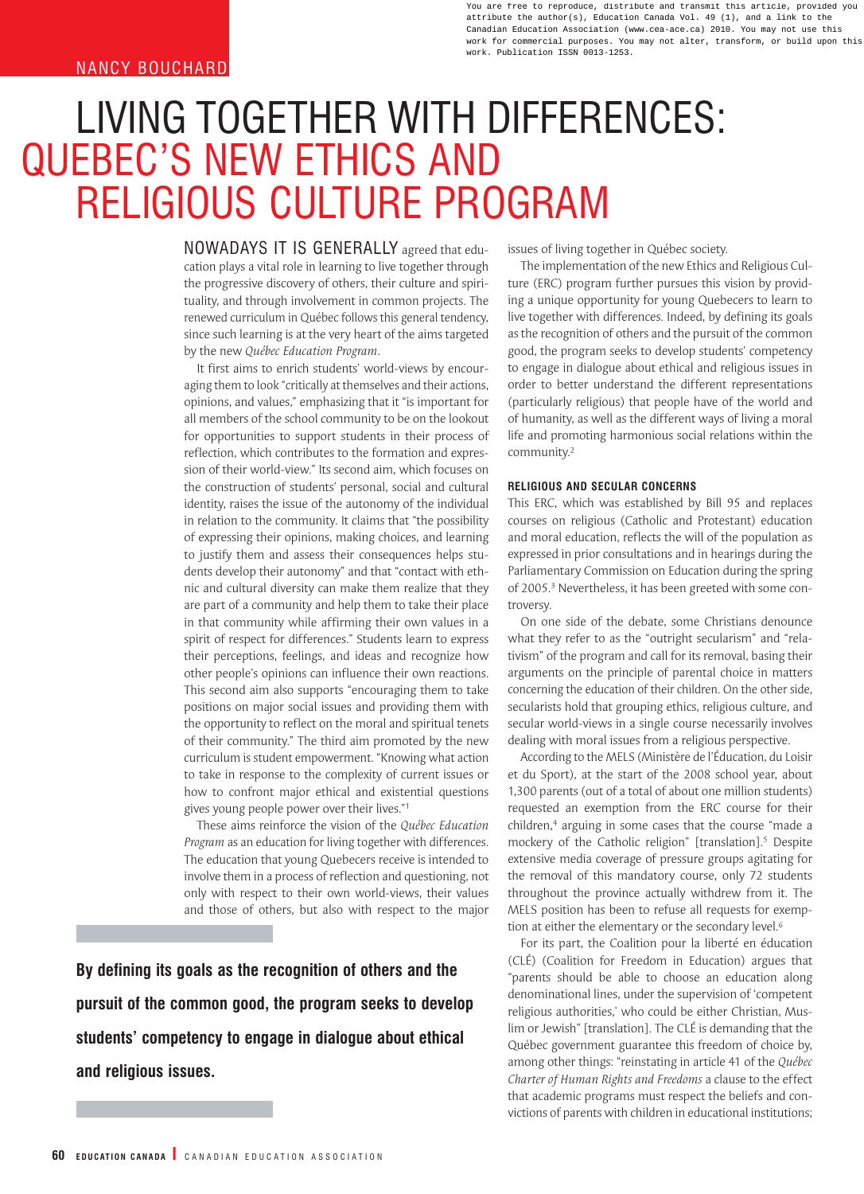You are free to reproduce, distribute and transmit this article, provided you attribute the author(s), Education Canada Vol. 49 (1), and a link to the Canadian Education Association (www.cea-ace.ca) 2010. You may not use this work for commercial purposes. You may not alter, transform, or build upon this work. Publication ISSN 0013-1253.

NANCY BOUCHARD

# LIVING TOGETHER WITH DIFFERENCES: QUEBEC'S NEW ETHICS AND RELIGIOUS CULTURE PROGRAM

NOWADAYS IT IS GENERALLY agreed that education plays a vital role in learning to live together through the progressive discovery of others, their culture and spirituality, and through involvement in common projects. The renewed curriculum in Québec follows this general tendency, since such learning is at the very heart of the aims targeted by the new *Québec Education Program*.

It first aims to enrich students' world-views by encouraging them to look "critically at themselves and their actions, opinions, and values," emphasizing that it "is important for all members of the school community to be on the lookout for opportunities to support students in their process of reflection, which contributes to the formation and expression of their world-view." Its second aim, which focuses on the construction of students' personal, social and cultural identity, raises the issue of the autonomy of the individual in relation to the community. It claims that "the possibility of expressing their opinions, making choices, and learning to justify them and assess their consequences helps students develop their autonomy" and that "contact with ethnic and cultural diversity can make them realize that they are part of a community and help them to take their place in that community while affirming their own values in a spirit of respect for differences." Students learn to express their perceptions, feelings, and ideas and recognize how other people's opinions can influence their own reactions. This second aim also supports "encouraging them to take positions on major social issues and providing them with the opportunity to reflect on the moral and spiritual tenets of their community." The third aim promoted by the new curriculum is student empowerment. "Knowing what action to take in response to the complexity of current issues or how to confront major ethical and existential questions gives young people power over their lives."[1]

These aims reinforce the vision of the *Québec Education Program* as an education for living together with differences. The education that young Quebecers receive is intended to involve them in a process of reflection and questioning, not only with respect to their own world-views, their values and those of others, but also with respect to the major issues of living together in Québec society.

The implementation of the new Ethics and Religious Culture (ERC) program further pursues this vision by providing a unique opportunity for young Quebecers to learn to live together with differences. Indeed, by defining its goals as the recognition of others and the pursuit of the common good, the program seeks to develop students' competency to engage in dialogue about ethical and religious issues in order to better understand the different representations (particularly religious) that people have of the world and of humanity, as well as the different ways of living a moral life and promoting harmonious social relations within the community.[2]

**By defining its goals as the recognition of others and the pursuit of the common good, the program seeks to develop students' competency to engage in dialogue about ethical and religious issues.**

### RELIGIOUS AND SECULAR CONCERNS

This ERC, which was established by Bill 95 and replaces courses on religious (Catholic and Protestant) education and moral education, reflects the will of the population as expressed in prior consultations and in hearings during the Parliamentary Commission on Education during the spring of 2005.[3] Nevertheless, it has been greeted with some controversy.

On one side of the debate, some Christians denounce what they refer to as the "outright secularism" and "relativism" of the program and call for its removal, basing their arguments on the principle of parental choice in matters concerning the education of their children. On the other side, secularists hold that grouping ethics, religious culture, and secular world-views in a single course necessarily involves dealing with moral issues from a religious perspective.

According to the MELS (Ministère de l'Éducation, du Loisir et du Sport), at the start of the 2008 school year, about 1,300 parents (out of a total of about one million students) requested an exemption from the ERC course for their children,[4] arguing in some cases that the course "made a mockery of the Catholic religion" [translation].[5] Despite extensive media coverage of pressure groups agitating for the removal of this mandatory course, only 72 students throughout the province actually withdrew from it. The MELS position has been to refuse all requests for exemption at either the elementary or the secondary level.[6]

For its part, the Coalition pour la liberté en éducation (CLÉ) (Coalition for Freedom in Education) argues that "parents should be able to choose an education along denominational lines, under the supervision of 'competent religious authorities,' who could be either Christian, Muslim or Jewish" [translation]. The CLÉ is demanding that the Québec government guarantee this freedom of choice by, among other things: "reinstating in article 41 of the *Québec Charter of Human Rights and Freedoms* a clause to the effect that academic programs must respect the beliefs and convictions of parents with children in educational institutions;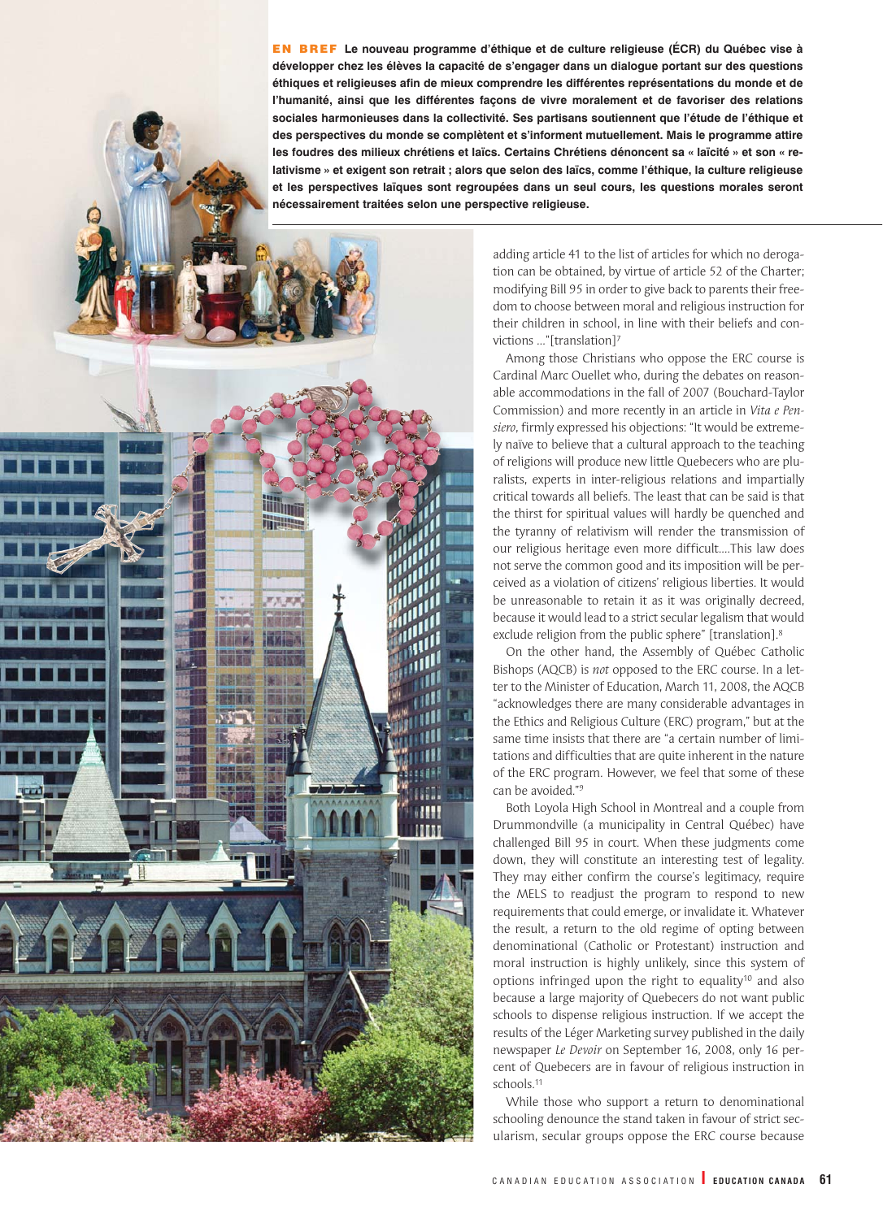**EN BREF** **Le nouveau programme d'éthique et de culture religieuse (ÉCR) du Québec vise à développer chez les élèves la capacité de s'engager dans un dialogue portant sur des questions éthiques et religieuses afin de mieux comprendre les différentes représentations du monde et de l'humanité, ainsi que les différentes façons de vivre moralement et de favoriser des relations sociales harmonieuses dans la collectivité. Ses partisans soutiennent que l'étude de l'éthique et des perspectives du monde se complètent et s'informent mutuellement. Mais le programme attire les foudres des milieux chrétiens et laïcs. Certains Chrétiens dénoncent sa « laïcité » et son « relativisme » et exigent son retrait ; alors que selon des laïcs, comme l'éthique, la culture religieuse et les perspectives laïques sont regroupées dans un seul cours, les questions morales seront nécessairement traitées selon une perspective religieuse.**

adding article 41 to the list of articles for which no derogation can be obtained, by virtue of article 52 of the Charter; modifying Bill 95 in order to give back to parents their freedom to choose between moral and religious instruction for their children in school, in line with their beliefs and convictions ..."[translation][7]

Among those Christians who oppose the ERC course is Cardinal Marc Ouellet who, during the debates on reasonable accommodations in the fall of 2007 (Bouchard-Taylor Commission) and more recently in an article in *Vita e Pensiero*, firmly expressed his objections: "It would be extremely naïve to believe that a cultural approach to the teaching of religions will produce new little Quebecers who are pluralists, experts in inter-religious relations and impartially critical towards all beliefs. The least that can be said is that the thirst for spiritual values will hardly be quenched and the tyranny of relativism will render the transmission of our religious heritage even more difficult....This law does not serve the common good and its imposition will be perceived as a violation of citizens' religious liberties. It would be unreasonable to retain it as it was originally decreed, because it would lead to a strict secular legalism that would exclude religion from the public sphere" [translation].[8]

On the other hand, the Assembly of Québec Catholic Bishops (AQCB) is *not* opposed to the ERC course. In a letter to the Minister of Education, March 11, 2008, the AQCB "acknowledges there are many considerable advantages in the Ethics and Religious Culture (ERC) program," but at the same time insists that there are "a certain number of limitations and difficulties that are quite inherent in the nature of the ERC program. However, we feel that some of these can be avoided."[9]

Both Loyola High School in Montreal and a couple from Drummondville (a municipality in Central Québec) have challenged Bill 95 in court. When these judgments come down, they will constitute an interesting test of legality. They may either confirm the course's legitimacy, require the MELS to readjust the program to respond to new requirements that could emerge, or invalidate it. Whatever the result, a return to the old regime of opting between denominational (Catholic or Protestant) instruction and moral instruction is highly unlikely, since this system of options infringed upon the right to equality[10] and also because a large majority of Quebecers do not want public schools to dispense religious instruction. If we accept the results of the Léger Marketing survey published in the daily newspaper *Le Devoir* on September 16, 2008, only 16 percent of Quebecers are in favour of religious instruction in schools.[11]

While those who support a return to denominational schooling denounce the stand taken in favour of strict secularism, secular groups oppose the ERC course because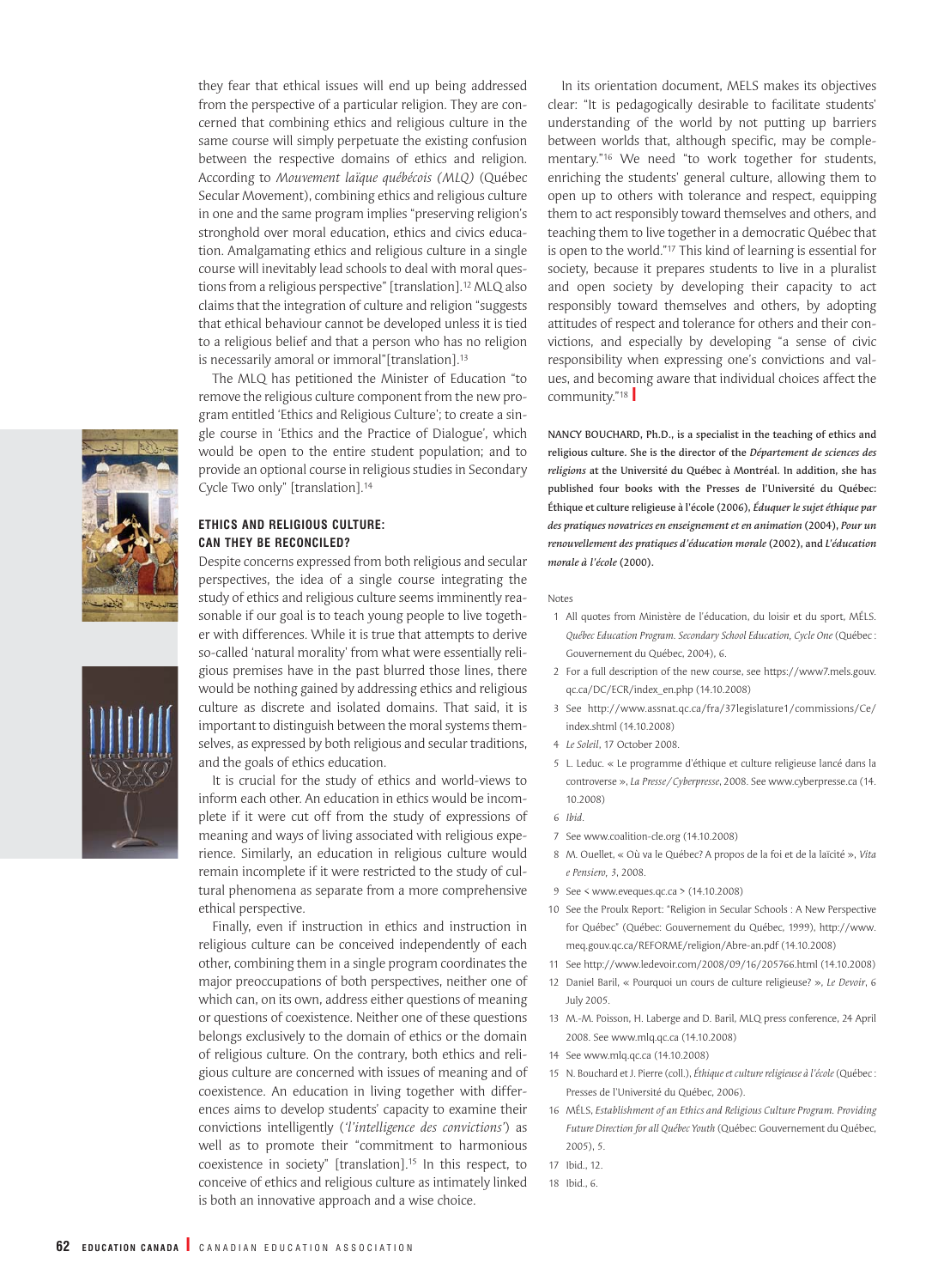they fear that ethical issues will end up being addressed from the perspective of a particular religion. They are concerned that combining ethics and religious culture in the same course will simply perpetuate the existing confusion between the respective domains of ethics and religion. According to *Mouvement laïque québécois (MLQ)* (Québec Secular Movement), combining ethics and religious culture in one and the same program implies "preserving religion's stronghold over moral education, ethics and civics education. Amalgamating ethics and religious culture in a single course will inevitably lead schools to deal with moral questions from a religious perspective" [translation].[12] MLQ also claims that the integration of culture and religion "suggests that ethical behaviour cannot be developed unless it is tied to a religious belief and that a person who has no religion is necessarily amoral or immoral"[translation].[13]

The MLQ has petitioned the Minister of Education "to remove the religious culture component from the new program entitled 'Ethics and Religious Culture'; to create a single course in 'Ethics and the Practice of Dialogue', which would be open to the entire student population; and to provide an optional course in religious studies in Secondary Cycle Two only" [translation].[14]

## ETHICS AND RELIGIOUS CULTURE: CAN THEY BE RECONCILED?

Despite concerns expressed from both religious and secular perspectives, the idea of a single course integrating the study of ethics and religious culture seems imminently reasonable if our goal is to teach young people to live together with differences. While it is true that attempts to derive so-called 'natural morality' from what were essentially religious premises have in the past blurred those lines, there would be nothing gained by addressing ethics and religious culture as discrete and isolated domains. That said, it is important to distinguish between the moral systems themselves, as expressed by both religious and secular traditions, and the goals of ethics education.

It is crucial for the study of ethics and world-views to inform each other. An education in ethics would be incomplete if it were cut off from the study of expressions of meaning and ways of living associated with religious experience. Similarly, an education in religious culture would remain incomplete if it were restricted to the study of cultural phenomena as separate from a more comprehensive ethical perspective.

Finally, even if instruction in ethics and instruction in religious culture can be conceived independently of each other, combining them in a single program coordinates the major preoccupations of both perspectives, neither one of which can, on its own, address either questions of meaning or questions of coexistence. Neither one of these questions belongs exclusively to the domain of ethics or the domain of religious culture. On the contrary, both ethics and religious culture are concerned with issues of meaning and of coexistence. An education in living together with differences aims to develop students' capacity to examine their convictions intelligently (*'l'intelligence des convictions'*) as well as to promote their "commitment to harmonious coexistence in society" [translation].[15] In this respect, to conceive of ethics and religious culture as intimately linked is both an innovative approach and a wise choice.

In its orientation document, MELS makes its objectives clear: "It is pedagogically desirable to facilitate students' understanding of the world by not putting up barriers between worlds that, although specific, may be complementary."[16] We need "to work together for students, enriching the students' general culture, allowing them to open up to others with tolerance and respect, equipping them to act responsibly toward themselves and others, and teaching them to live together in a democratic Québec that is open to the world."[17] This kind of learning is essential for society, because it prepares students to live in a pluralist and open society by developing their capacity to act responsibly toward themselves and others, by adopting attitudes of respect and tolerance for others and their convictions, and especially by developing "a sense of civic responsibility when expressing one's convictions and values, and becoming aware that individual choices affect the community."[18]

**NANCY BOUCHARD, Ph.D., is a specialist in the teaching of ethics and religious culture. She is the director of the *Département de sciences des religions* at the Université du Québec à Montréal. In addition, she has published four books with the Presses de l'Université du Québec: *Éthique et culture religieuse à l'école* (2006), *Éduquer le sujet éthique par des pratiques novatrices en enseignement et en animation* (2004), *Pour un renouvellement des pratiques d'éducation morale* (2002), and *L'éducation morale à l'école* (2000).**

Notes

1. All quotes from Ministère de l'éducation, du loisir et du sport, MÉLS. *Québec Education Program. Secondary School Education, Cycle One* (Québec : Gouvernement du Québec, 2004), 6.
2. For a full description of the new course, see https://www7.mels.gouv.qc.ca/DC/ECR/index_en.php (14.10.2008)
3. See http://www.assnat.qc.ca/fra/37legislature1/commissions/Ce/index.shtml (14.10.2008)
4. *Le Soleil*, 17 October 2008.
5. L. Leduc. « Le programme d'éthique et culture religieuse lancé dans la controverse », *La Presse/Cyberpresse*, 2008. See www.cyberpresse.ca (14.10.2008)
6. *Ibid.*
7. See www.coalition-cle.org (14.10.2008)
8. M. Ouellet, « Où va le Québec? A propos de la foi et de la laïcité », *Vita e Pensiero*, 3, 2008.
9. See < www.eveques.qc.ca > (14.10.2008)
10. See the Proulx Report: "Religion in Secular Schools : A New Perspective for Québec" (Québec: Gouvernement du Québec, 1999), http://www.meq.gouv.qc.ca/REFORME/religion/Abre-an.pdf (14.10.2008)
11. See http://www.ledevoir.com/2008/09/16/205766.html (14.10.2008)
12. Daniel Baril, « Pourquoi un cours de culture religieuse? », *Le Devoir*, 6 July 2005.
13. M.-M. Poisson, H. Laberge and D. Baril, MLQ press conference, 24 April 2008. See www.mlq.qc.ca (14.10.2008)
14. See www.mlq.qc.ca (14.10.2008)
15. N. Bouchard et J. Pierre (coll.), *Éthique et culture religieuse à l'école* (Québec : Presses de l'Université du Québec, 2006).
16. MÉLS, *Establishment of an Ethics and Religious Culture Program. Providing Future Direction for all Québec Youth* (Québec: Gouvernement du Québec, 2005), 5.
17. Ibid., 12.
18. Ibid., 6.